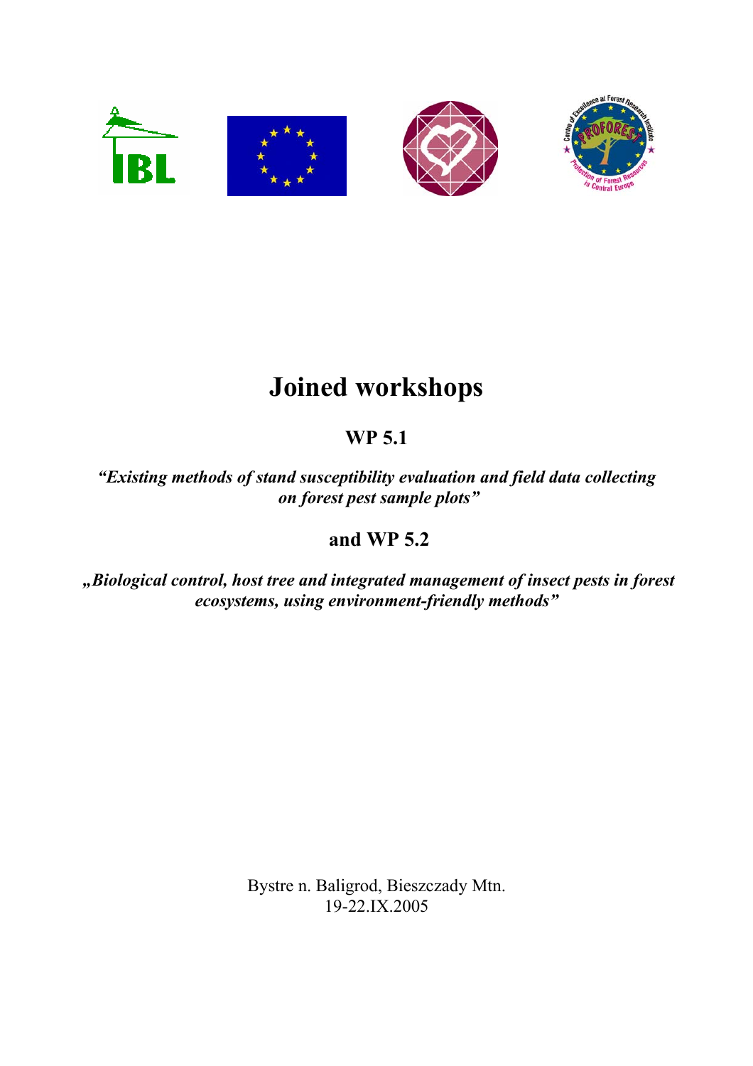# Joined workshops

## WP 5.1

***"Existing methods of stand susceptibility evaluation and field data collecting on forest pest sample plots"***

## and WP 5.2

***„Biological control, host tree and integrated management of insect pests in forest ecosystems, using environment-friendly methods"***

Bystre n. Baligrod, Bieszczady Mtn.
19-22.IX.2005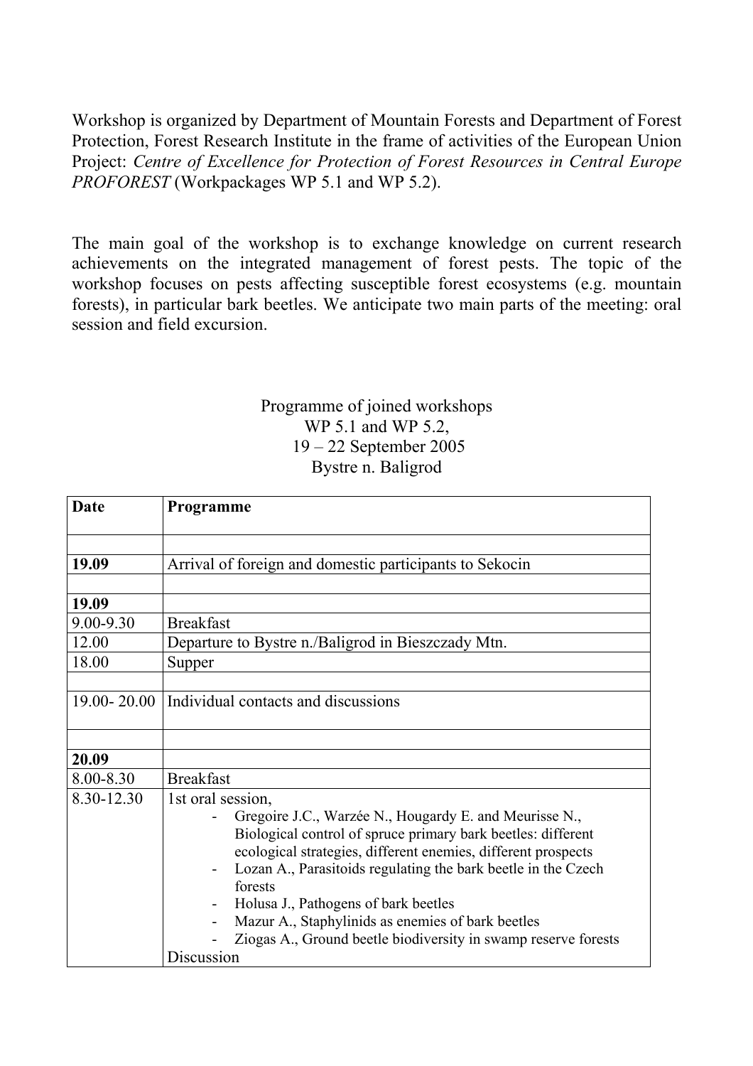Workshop is organized by Department of Mountain Forests and Department of Forest Protection, Forest Research Institute in the frame of activities of the European Union Project: *Centre of Excellence for Protection of Forest Resources in Central Europe PROFOREST* (Workpackages WP 5.1 and WP 5.2).

The main goal of the workshop is to exchange knowledge on current research achievements on the integrated management of forest pests. The topic of the workshop focuses on pests affecting susceptible forest ecosystems (e.g. mountain forests), in particular bark beetles. We anticipate two main parts of the meeting: oral session and field excursion.

Programme of joined workshops
WP 5.1 and WP 5.2,
19 – 22 September 2005
Bystre n. Baligrod

| **Date** | **Programme** |
|---|---|
| | |
| **19.09** | Arrival of foreign and domestic participants to Sekocin |
| | |
| **19.09** | |
| 9.00-9.30 | Breakfast |
| 12.00 | Departure to Bystre n./Baligrod in Bieszczady Mtn. |
| 18.00 | Supper |
| | |
| 19.00- 20.00 | Individual contacts and discussions |
| | |
| **20.09** | |
| 8.00-8.30 | Breakfast |
| 8.30-12.30 | 1st oral session,<br>- Gregoire J.C., Warzée N., Hougardy E. and Meurisse N., Biological control of spruce primary bark beetles: different ecological strategies, different enemies, different prospects<br>- Lozan A., Parasitoids regulating the bark beetle in the Czech forests<br>- Holusa J., Pathogens of bark beetles<br>- Mazur A., Staphylinids as enemies of bark beetles<br>- Ziogas A., Ground beetle biodiversity in swamp reserve forests<br>Discussion |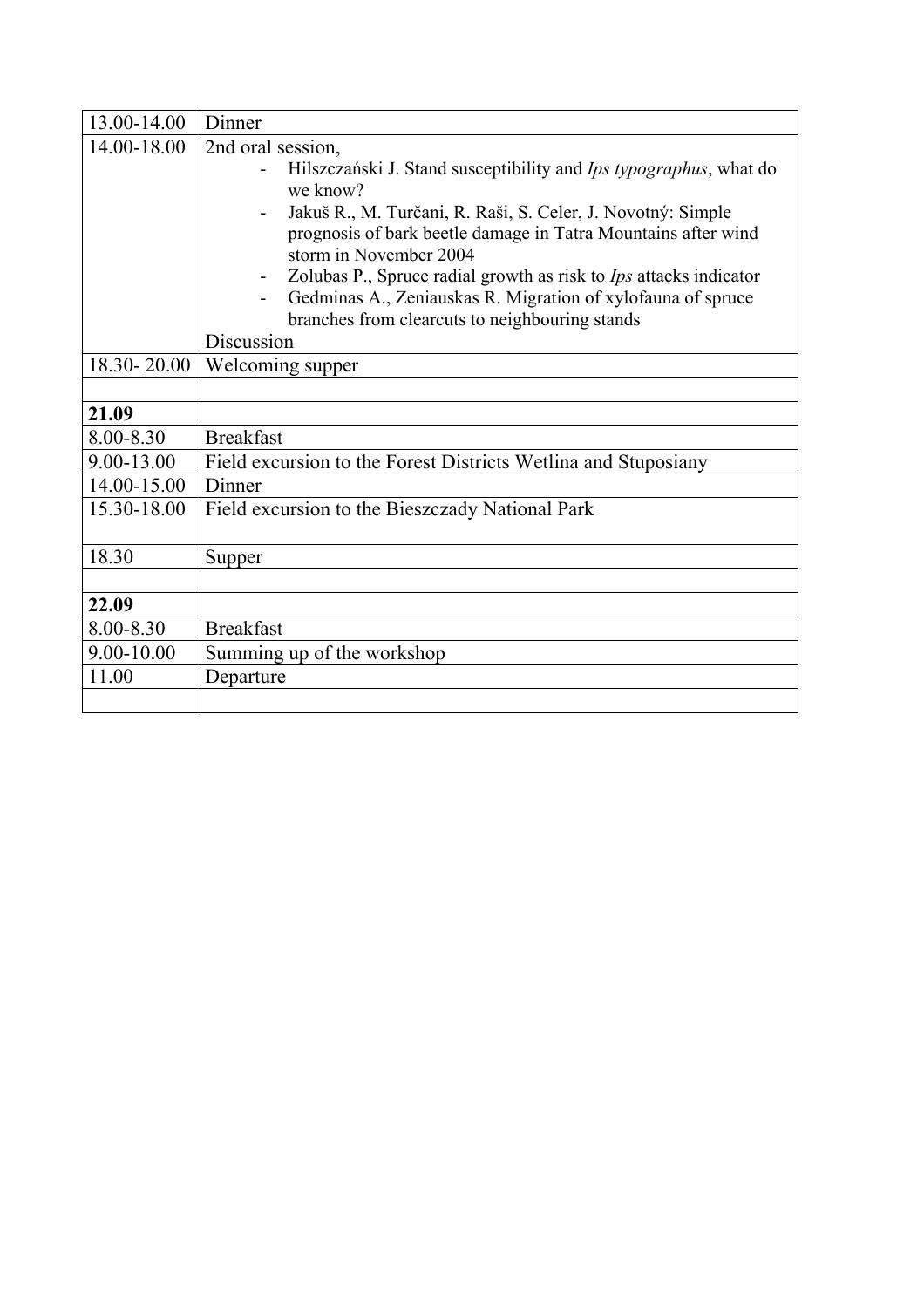| | |
|---|---|
| 13.00-14.00 | Dinner |
| 14.00-18.00 | 2nd oral session,<br>- Hilszczański J. Stand susceptibility and *Ips typographus*, what do we know?<br>- Jakuš R., M. Turčani, R. Raši, S. Celer, J. Novotný: Simple prognosis of bark beetle damage in Tatra Mountains after wind storm in November 2004<br>- Zolubas P., Spruce radial growth as risk to *Ips* attacks indicator<br>- Gedminas A., Zeniauskas R. Migration of xylofauna of spruce branches from clearcuts to neighbouring stands<br>Discussion |
| 18.30- 20.00 | Welcoming supper |
| | |
| **21.09** | |
| 8.00-8.30 | Breakfast |
| 9.00-13.00 | Field excursion to the Forest Districts Wetlina and Stuposiany |
| 14.00-15.00 | Dinner |
| 15.30-18.00 | Field excursion to the Bieszczady National Park |
| 18.30 | Supper |
| | |
| **22.09** | |
| 8.00-8.30 | Breakfast |
| 9.00-10.00 | Summing up of the workshop |
| 11.00 | Departure |
| | |